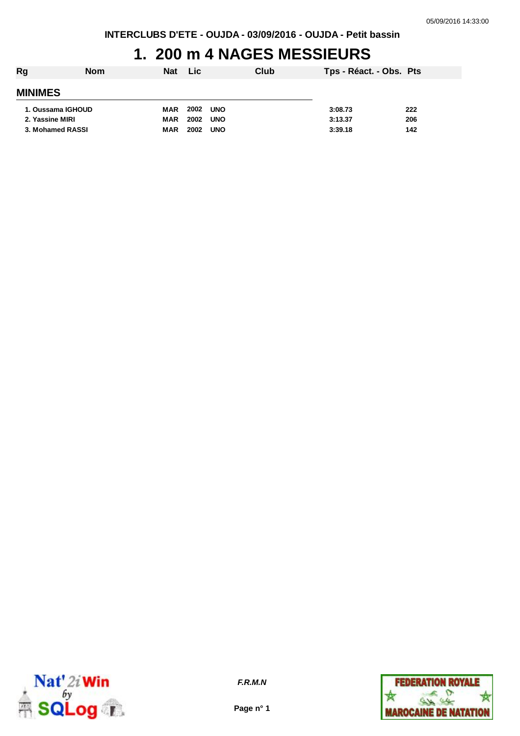INTERCLUBS D'ETE - OUJDA - 03/09/2016 - OUJDA - Petit bassin

# 1. 200 m 4 NAGES MESSIEURS

| Rg | Nom | Nat | Lic | Club | Tps - Réact. - Obs. | Pts |
|---|---|---|---|---|---|---|
| **MINIMES** | | | | | | |
| 1. | Oussama IGHOUD | MAR | 2002 | UNO | 3:08.73 | 222 |
| 2. | Yassine MIRI | MAR | 2002 | UNO | 3:13.37 | 206 |
| 3. | Mohamed RASSI | MAR | 2002 | UNO | 3:39.18 | 142 |

*F.R.M.N*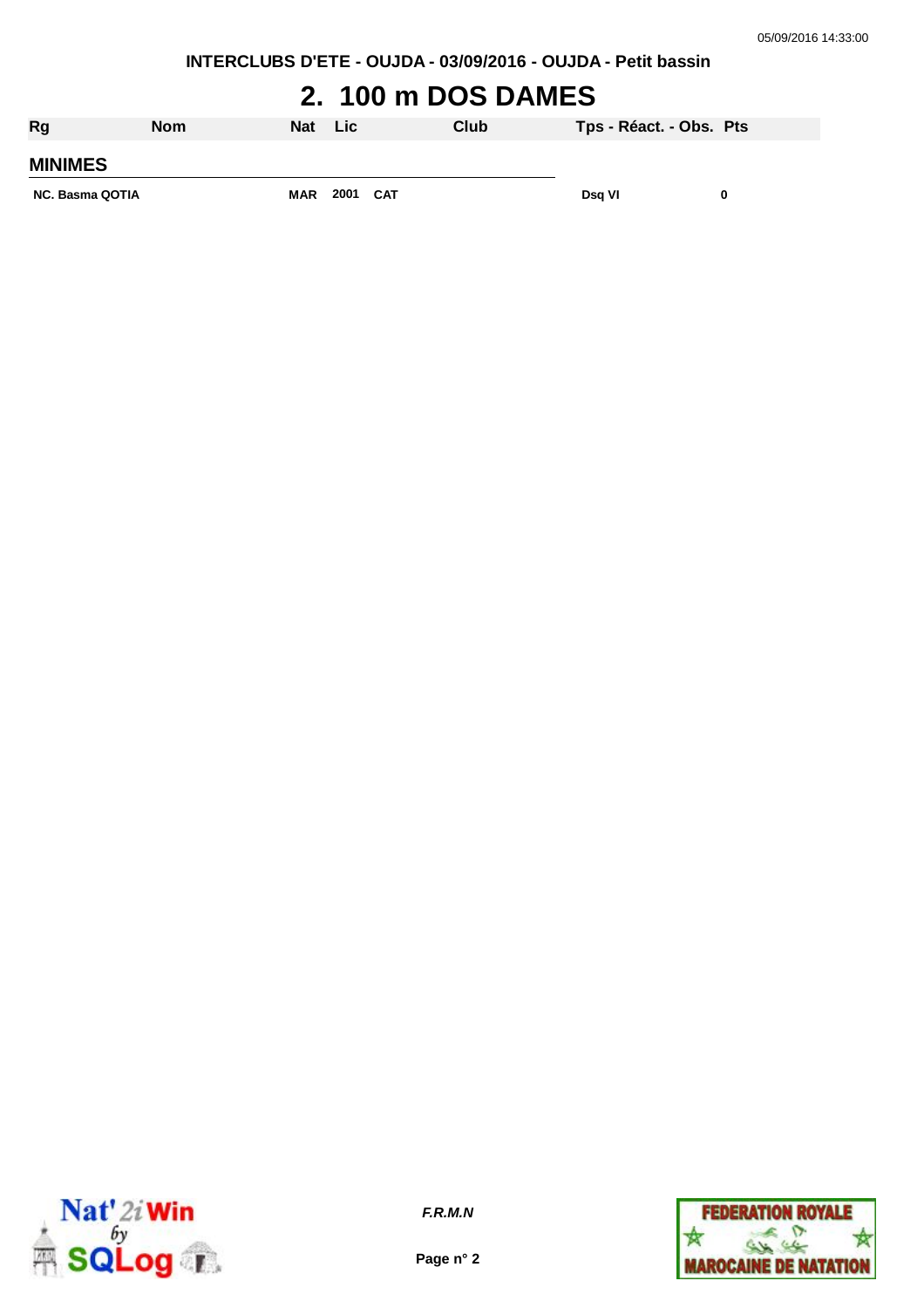# 2. 100 m DOS DAMES

| Rg | Nom | Nat | Lic | Club | Tps - Réact. - Obs. | Pts |
|---|---|---|---|---|---|---|
| **MINIMES** | | | | | | |
| NC. | Basma QOTIA | MAR | 2001 | CAT | Dsq VI | 0 |

*F.R.M.N*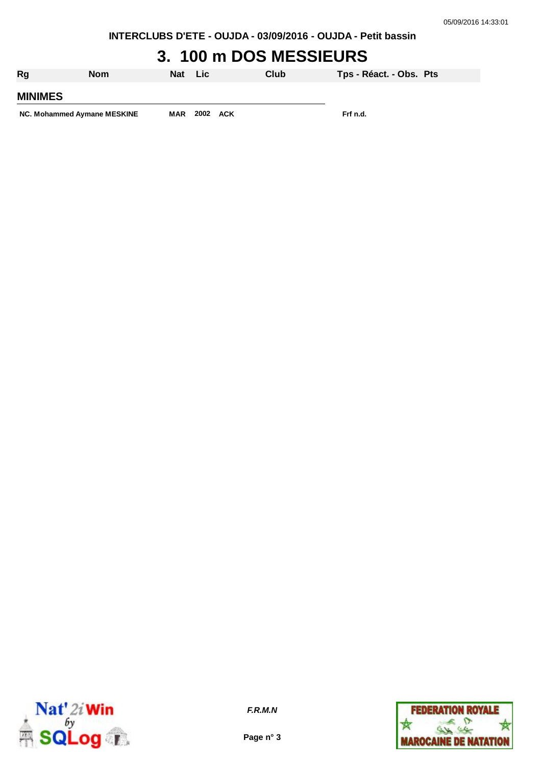INTERCLUBS D'ETE - OUJDA - 03/09/2016 - OUJDA - Petit bassin

# 3. 100 m DOS MESSIEURS

| Rg | Nom | Nat | Lic | Club | Tps - Réact. - Obs. | Pts |
|---|---|---|---|---|---|---|
| **MINIMES** | | | | | | |
| NC. | Mohammed Aymane MESKINE | MAR | 2002 | ACK | Frf n.d. | |

F.R.M.N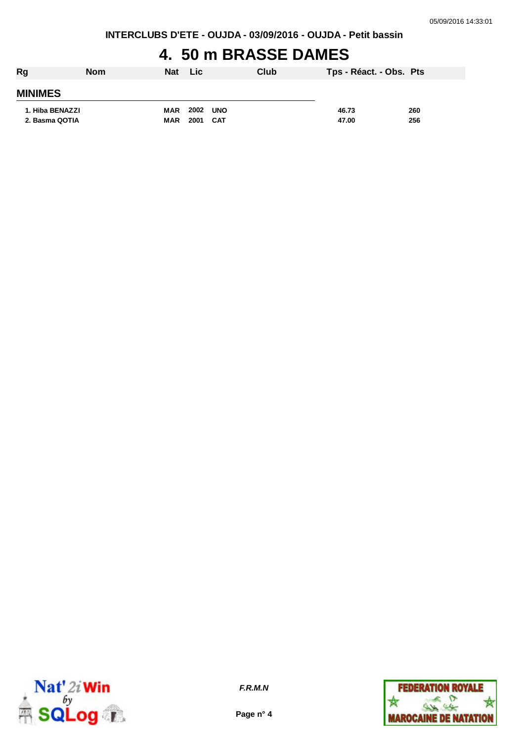# 4. 50 m BRASSE DAMES

| Rg | Nom | Nat | Lic | Club | Tps - Réact. - Obs. | Pts |
|---|---|---|---|---|---|---|
| **MINIMES** | | | | | | |
| 1. | Hiba BENAZZI | MAR | 2002 | UNO | 46.73 | 260 |
| 2. | Basma QOTIA | MAR | 2001 | CAT | 47.00 | 256 |

*F.R.M.N*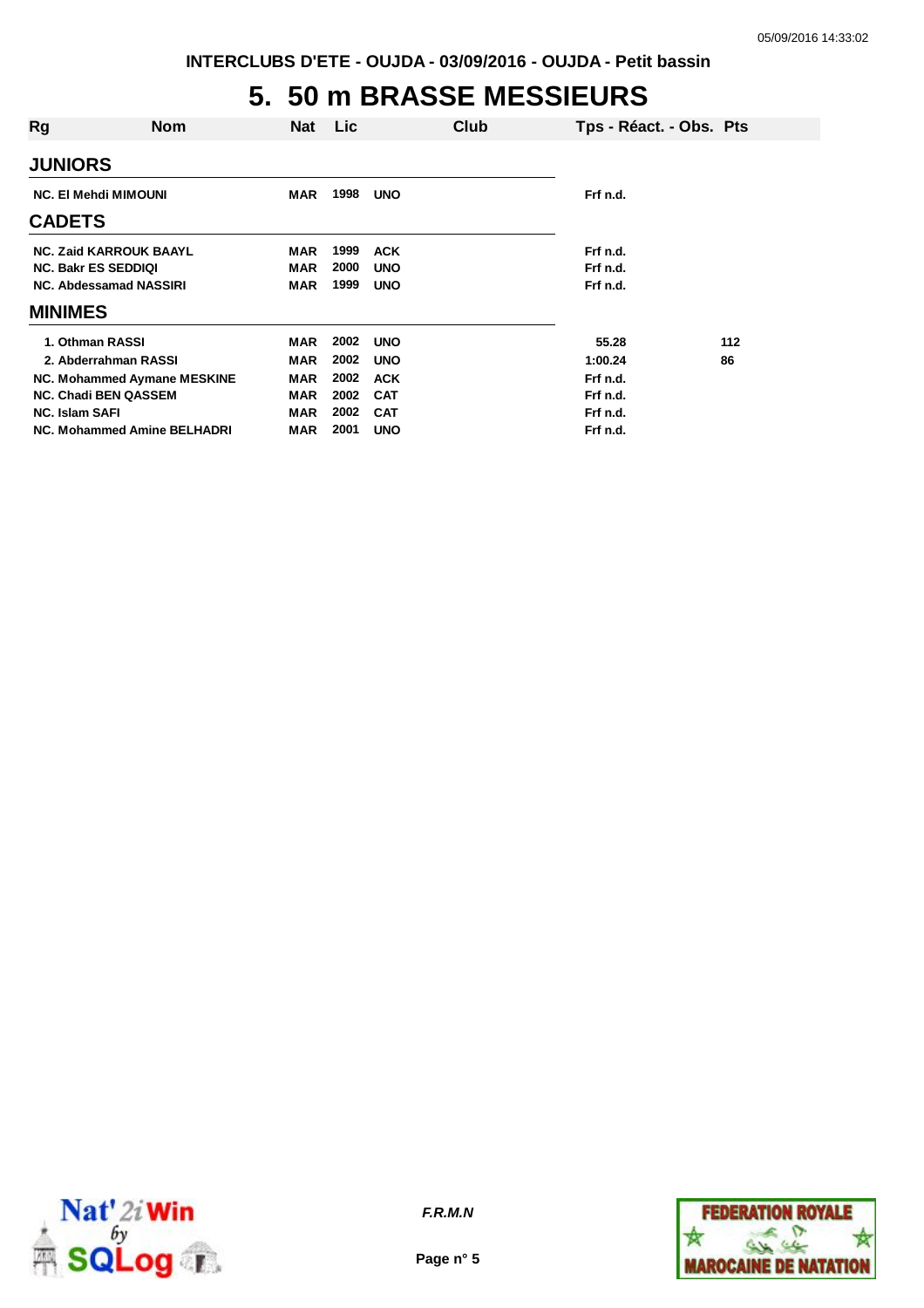INTERCLUBS D'ETE - OUJDA - 03/09/2016 - OUJDA - Petit bassin

# 5. 50 m BRASSE MESSIEURS

| Rg | Nom | Nat | Lic | Club | Tps - Réact. - Obs. | Pts |
|---|---|---|---|---|---|---|
| **JUNIORS** | | | | | | |
| NC. | El Mehdi MIMOUNI | MAR | 1998 | UNO | Frf n.d. | |
| **CADETS** | | | | | | |
| NC. | Zaid KARROUK BAAYL | MAR | 1999 | ACK | Frf n.d. | |
| NC. | Bakr ES SEDDIQI | MAR | 2000 | UNO | Frf n.d. | |
| NC. | Abdessamad NASSIRI | MAR | 1999 | UNO | Frf n.d. | |
| **MINIMES** | | | | | | |
| 1. | Othman RASSI | MAR | 2002 | UNO | 55.28 | 112 |
| 2. | Abderrahman RASSI | MAR | 2002 | UNO | 1:00.24 | 86 |
| NC. | Mohammed Aymane MESKINE | MAR | 2002 | ACK | Frf n.d. | |
| NC. | Chadi BEN QASSEM | MAR | 2002 | CAT | Frf n.d. | |
| NC. | Islam SAFI | MAR | 2002 | CAT | Frf n.d. | |
| NC. | Mohammed Amine BELHADRI | MAR | 2001 | UNO | Frf n.d. | |

*F.R.M.N*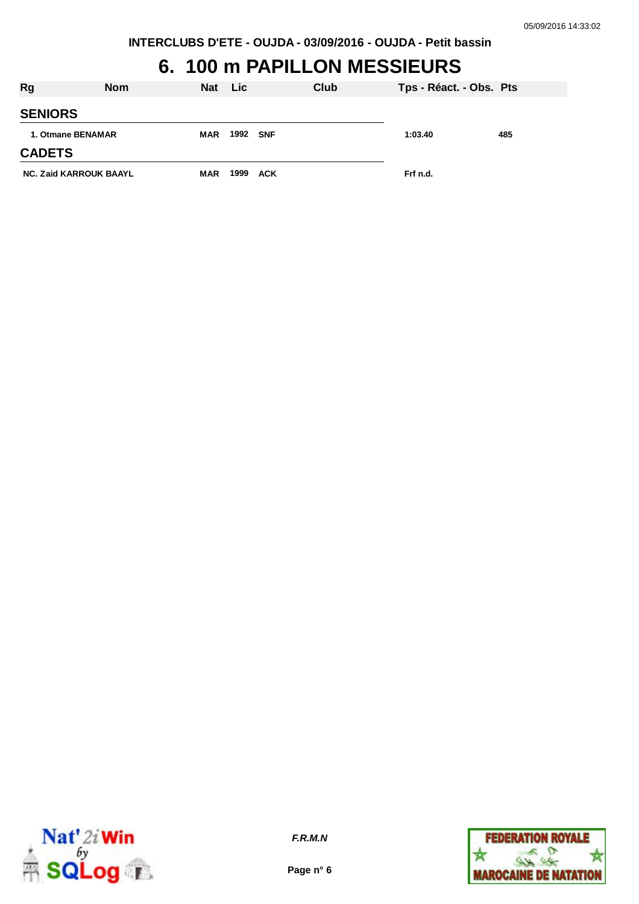INTERCLUBS D'ETE - OUJDA - 03/09/2016 - OUJDA - Petit bassin

# 6. 100 m PAPILLON MESSIEURS

| Rg | Nom | Nat | Lic | Club | Tps - Réact. - Obs. | Pts |
|---|---|---|---|---|---|---|
| **SENIORS** | | | | | | |
| 1. | Otmane BENAMAR | MAR | 1992 | SNF | 1:03.40 | 485 |
| **CADETS** | | | | | | |
| NC. | Zaid KARROUK BAAYL | MAR | 1999 | ACK | Frf n.d. | |

*F.R.M.N*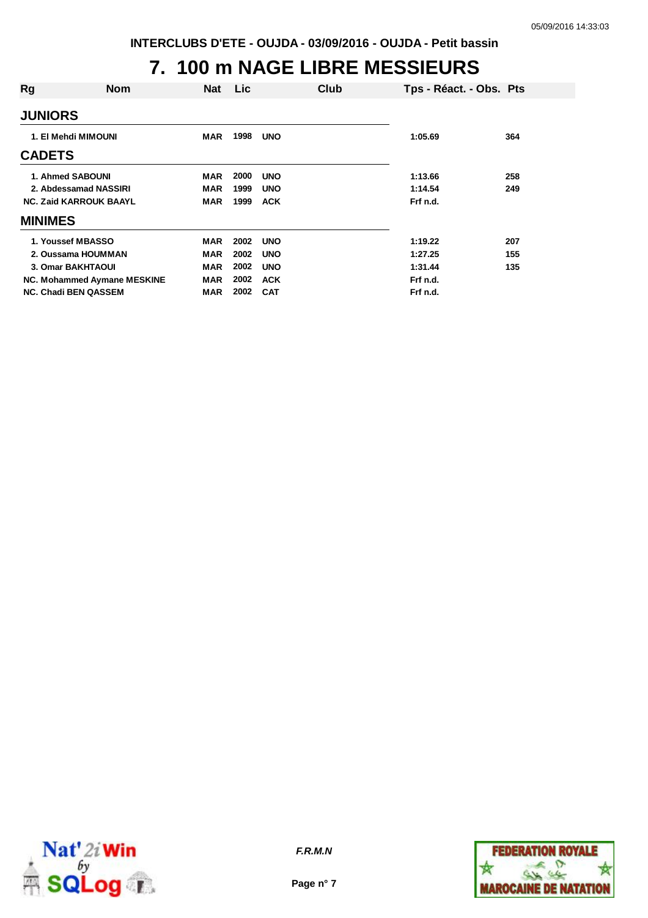INTERCLUBS D'ETE - OUJDA - 03/09/2016 - OUJDA - Petit bassin

# 7. 100 m NAGE LIBRE MESSIEURS

| Rg | Nom | Nat | Lic | Club | Tps - Réact. - Obs. | Pts |
|---|---|---|---|---|---|---|
| **JUNIORS** | | | | | | |
| 1. | El Mehdi MIMOUNI | MAR | 1998 | UNO | 1:05.69 | 364 |
| **CADETS** | | | | | | |
| 1. | Ahmed SABOUNI | MAR | 2000 | UNO | 1:13.66 | 258 |
| 2. | Abdessamad NASSIRI | MAR | 1999 | UNO | 1:14.54 | 249 |
| NC. | Zaid KARROUK BAAYL | MAR | 1999 | ACK | Frf n.d. | |
| **MINIMES** | | | | | | |
| 1. | Youssef MBASSO | MAR | 2002 | UNO | 1:19.22 | 207 |
| 2. | Oussama HOUMMAN | MAR | 2002 | UNO | 1:27.25 | 155 |
| 3. | Omar BAKHTAOUI | MAR | 2002 | UNO | 1:31.44 | 135 |
| NC. | Mohammed Aymane MESKINE | MAR | 2002 | ACK | Frf n.d. | |
| NC. | Chadi BEN QASSEM | MAR | 2002 | CAT | Frf n.d. | |

*F.R.M.N*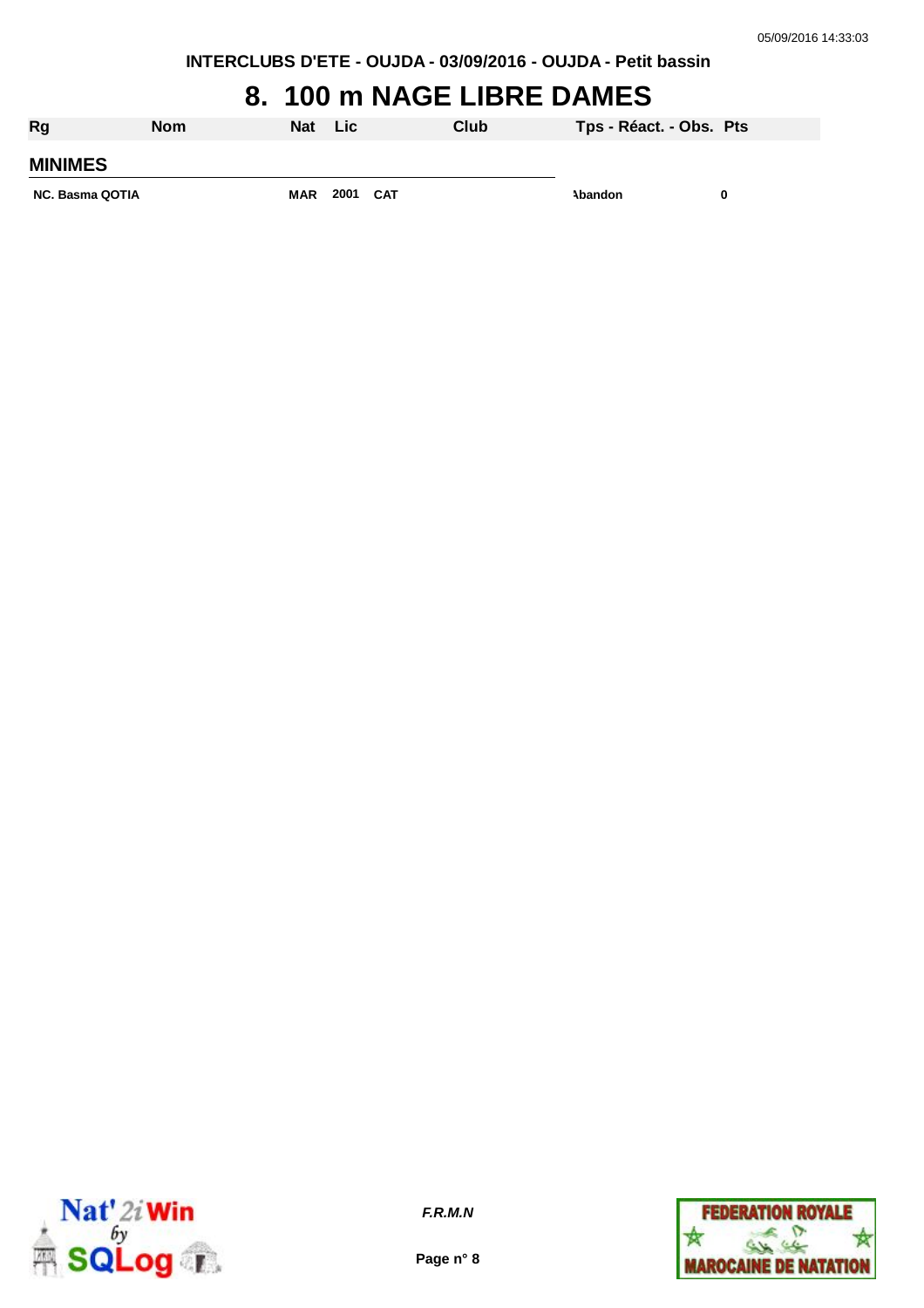INTERCLUBS D'ETE - OUJDA - 03/09/2016 - OUJDA - Petit bassin

# 8. 100 m NAGE LIBRE DAMES

| Rg | Nom | Nat | Lic | Club | Tps - Réact. - Obs. | Pts |
|---|---|---|---|---|---|---|
| **MINIMES** | | | | | | |
| NC. | Basma QOTIA | MAR | 2001 | CAT | Abandon | 0 |

*F.R.M.N*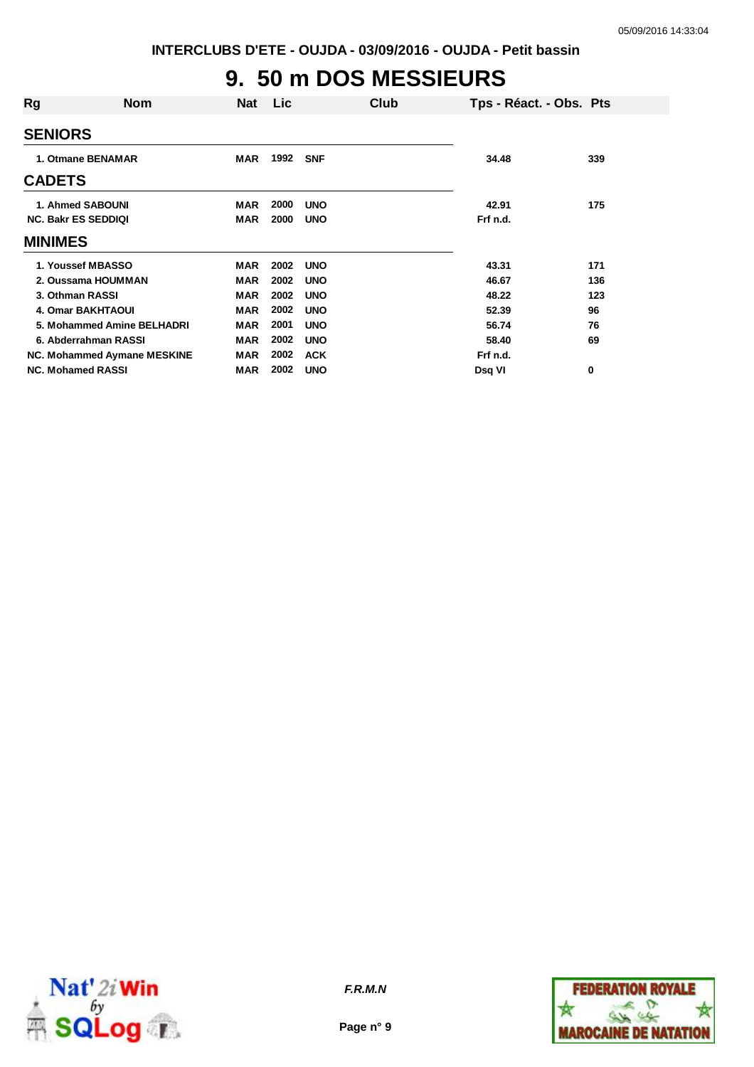# 9. 50 m DOS MESSIEURS

| Rg | Nom | Nat | Lic | Club | Tps - Réact. - Obs. | Pts |
|---|---|---|---|---|---|---|
| **SENIORS** | | | | | | |
| 1. | Otmane BENAMAR | MAR | 1992 | SNF | 34.48 | 339 |
| **CADETS** | | | | | | |
| 1. | Ahmed SABOUNI | MAR | 2000 | UNO | 42.91 | 175 |
| NC. | Bakr ES SEDDIQI | MAR | 2000 | UNO | Frf n.d. | |
| **MINIMES** | | | | | | |
| 1. | Youssef MBASSO | MAR | 2002 | UNO | 43.31 | 171 |
| 2. | Oussama HOUMMAN | MAR | 2002 | UNO | 46.67 | 136 |
| 3. | Othman RASSI | MAR | 2002 | UNO | 48.22 | 123 |
| 4. | Omar BAKHTAOUI | MAR | 2002 | UNO | 52.39 | 96 |
| 5. | Mohammed Amine BELHADRI | MAR | 2001 | UNO | 56.74 | 76 |
| 6. | Abderrahman RASSI | MAR | 2002 | UNO | 58.40 | 69 |
| NC. | Mohammed Aymane MESKINE | MAR | 2002 | ACK | Frf n.d. | |
| NC. | Mohamed RASSI | MAR | 2002 | UNO | Dsq VI | 0 |

*F.R.M.N*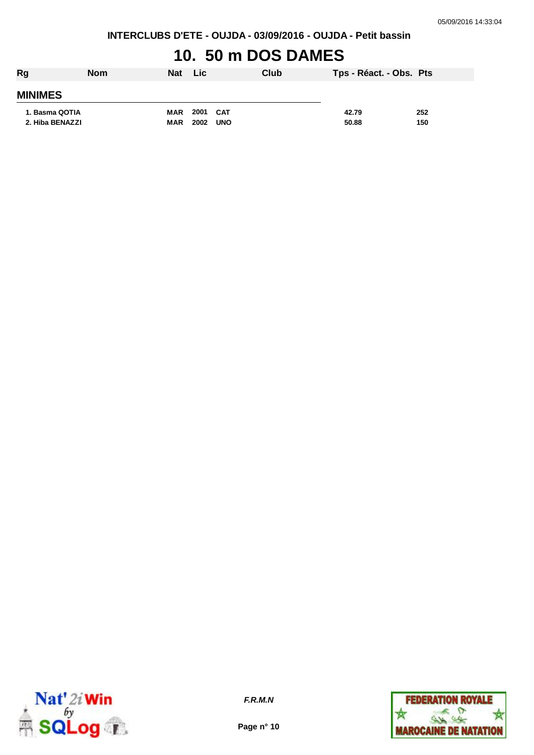# 10. 50 m DOS DAMES

| Rg | Nom | Nat | Lic | Club | Tps - Réact. - Obs. | Pts |
|---|---|---|---|---|---|---|
| **MINIMES** | | | | | | |
| 1. | Basma QOTIA | MAR | 2001 | CAT | 42.79 | 252 |
| 2. | Hiba BENAZZI | MAR | 2002 | UNO | 50.88 | 150 |

*F.R.M.N*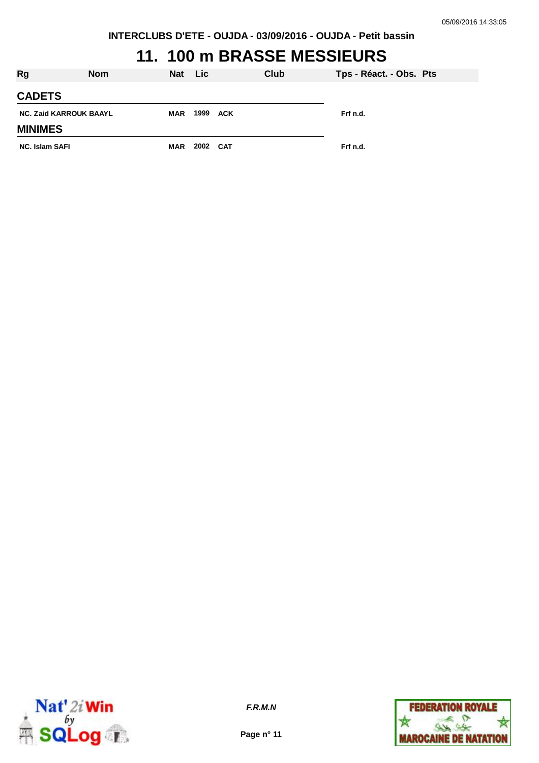INTERCLUBS D'ETE - OUJDA - 03/09/2016 - OUJDA - Petit bassin

# 11. 100 m BRASSE MESSIEURS

| Rg | Nom | Nat | Lic | Club | Tps - Réact. - Obs. | Pts |
|---|---|---|---|---|---|---|
| **CADETS** | | | | | | |
| NC. | Zaid KARROUK BAAYL | MAR | 1999 | ACK | Frf n.d. | |
| **MINIMES** | | | | | | |
| NC. | Islam SAFI | MAR | 2002 | CAT | Frf n.d. | |

F.R.M.N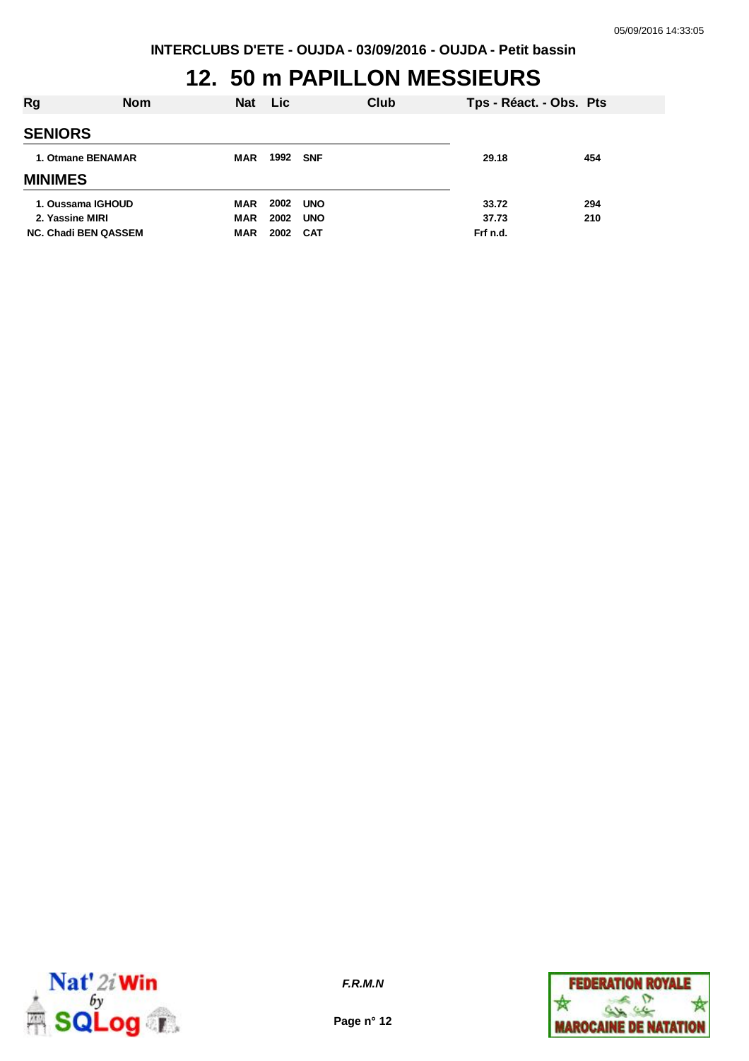INTERCLUBS D'ETE - OUJDA - 03/09/2016 - OUJDA - Petit bassin

# 12. 50 m PAPILLON MESSIEURS

| Rg | Nom | Nat | Lic | Club | Tps - Réact. - Obs. | Pts |
|---|---|---|---|---|---|---|
| **SENIORS** | | | | | | |
| 1. | Otmane BENAMAR | MAR | 1992 | SNF | 29.18 | 454 |
| **MINIMES** | | | | | | |
| 1. | Oussama IGHOUD | MAR | 2002 | UNO | 33.72 | 294 |
| 2. | Yassine MIRI | MAR | 2002 | UNO | 37.73 | 210 |
| NC. | Chadi BEN QASSEM | MAR | 2002 | CAT | Frf n.d. | |

F.R.M.N